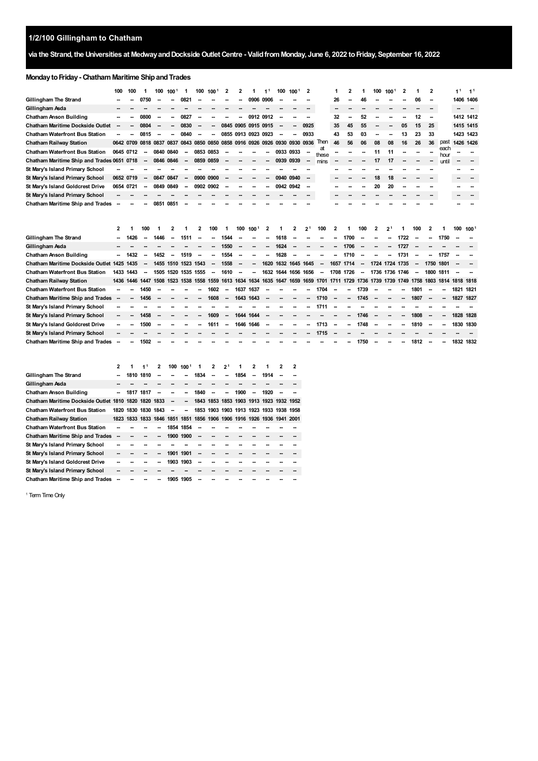# 1/2/100 Gillingham to Chatham

## via the Strand, the Universities at Medway and Dockside Outlet Centre - Valid from Monday, June 6, 2022 to Friday, September 16, 2022

### Monday to Friday - Chatham Maritime Ship and Trades

| | 100 | 100 | 1 | 100 | 100[1] | 1 | 100 | 100[1] | 2 | 2 | 1 | 1[1] | 100 | 100[1] | 2 | Then at these mins | 1 | 2 | 1 | 100 | 100[1] | 2 | 1 | 2 | past each hour until | 1[1] | 1[1] |
|---|---|---|---|---|---|---|---|---|---|---|---|---|---|---|---|---|---|---|---|---|---|---|---|---|---|---|---|
| Gillingham The Strand | -- | -- | 0750 | -- | -- | 0821 | -- | -- | -- | -- | 0906 | 0906 | -- | -- | -- | | 26 | -- | 46 | -- | -- | -- | 06 | -- | | 1406 | 1406 |
| Gillingham Asda | -- | -- | -- | -- | -- | -- | -- | -- | -- | -- | -- | -- | -- | -- | -- | | -- | -- | -- | -- | -- | -- | -- | -- | | -- | -- |
| Chatham Anson Building | -- | -- | 0800 | -- | -- | 0827 | -- | -- | -- | -- | 0912 | 0912 | -- | -- | -- | | 32 | -- | 52 | -- | -- | -- | 12 | -- | | 1412 | 1412 |
| Chatham Maritime Dockside Outlet | -- | -- | 0804 | -- | -- | 0830 | -- | -- | 0845 | 0905 | 0915 | 0915 | -- | -- | 0925 | | 35 | 45 | 55 | -- | -- | 05 | 15 | 25 | | 1415 | 1415 |
| Chatham Waterfront Bus Station | -- | -- | 0815 | -- | -- | 0840 | -- | -- | 0855 | 0913 | 0923 | 0923 | -- | -- | 0933 | | 43 | 53 | 03 | -- | -- | 13 | 23 | 33 | | 1423 | 1423 |
| Chatham Railway Station | 0642 | 0709 | 0818 | 0837 | 0837 | 0843 | 0850 | 0850 | 0858 | 0916 | 0926 | 0926 | 0930 | 0930 | 0936 | | 46 | 56 | 06 | 08 | 08 | 16 | 26 | 36 | | 1426 | 1426 |
| Chatham Waterfront Bus Station | 0645 | 0712 | -- | 0840 | 0840 | -- | 0853 | 0853 | -- | -- | -- | -- | 0933 | 0933 | -- | | -- | -- | -- | 11 | 11 | -- | -- | -- | | -- | -- |
| Chatham Maritime Ship and Trades | 0651 | 0718 | -- | 0846 | 0846 | -- | 0859 | 0859 | -- | -- | -- | -- | 0939 | 0939 | -- | | -- | -- | -- | 17 | 17 | -- | -- | -- | | -- | -- |
| St Mary's Island Primary School | -- | -- | -- | -- | -- | -- | -- | -- | -- | -- | -- | -- | -- | -- | -- | | -- | -- | -- | -- | -- | -- | -- | -- | | -- | -- |
| St Mary's Island Primary School | 0652 | 0719 | -- | 0847 | 0847 | -- | 0900 | 0900 | -- | -- | -- | -- | 0940 | 0940 | -- | | -- | -- | -- | 18 | 18 | -- | -- | -- | | -- | -- |
| St Mary's Island Goldcrest Drive | 0654 | 0721 | -- | 0849 | 0849 | -- | 0902 | 0902 | -- | -- | -- | -- | 0942 | 0942 | -- | | -- | -- | -- | 20 | 20 | -- | -- | -- | | -- | -- |
| St Mary's Island Primary School | -- | -- | -- | -- | -- | -- | -- | -- | -- | -- | -- | -- | -- | -- | -- | | -- | -- | -- | -- | -- | -- | -- | -- | | -- | -- |
| Chatham Maritime Ship and Trades | -- | -- | -- | 0851 | 0851 | -- | -- | -- | -- | -- | -- | -- | -- | -- | -- | | -- | -- | -- | -- | -- | -- | -- | -- | | -- | -- |

| | 2 | 1 | 100 | 1 | 2 | 1 | 2 | 100 | 1 | 100 | 100[1] | 2 | 1 | 2 | 2[1] | 100 | 2 | 1 | 100 | 2 | 2[1] | 1 | 100 | 2 | 1 | 100 | 100[1] |
|---|---|---|---|---|---|---|---|---|---|---|---|---|---|---|---|---|---|---|---|---|---|---|---|---|---|---|---|
| Gillingham The Strand | -- | 1426 | -- | 1446 | -- | 1511 | -- | -- | 1544 | -- | -- | -- | 1618 | -- | -- | -- | -- | 1700 | -- | -- | -- | 1722 | -- | -- | 1750 | -- | -- |
| Gillingham Asda | -- | -- | -- | -- | -- | -- | -- | -- | 1550 | -- | -- | -- | 1624 | -- | -- | -- | -- | 1706 | -- | -- | -- | 1727 | -- | -- | -- | -- | -- |
| Chatham Anson Building | -- | 1432 | -- | 1452 | -- | 1519 | -- | -- | 1554 | -- | -- | -- | 1628 | -- | -- | -- | -- | 1710 | -- | -- | -- | 1731 | -- | -- | 1757 | -- | -- |
| Chatham Maritime Dockside Outlet | 1425 | 1435 | -- | 1455 | 1510 | 1523 | 1543 | -- | 1558 | -- | -- | 1620 | 1632 | 1645 | 1645 | -- | 1657 | 1714 | -- | 1724 | 1724 | 1735 | -- | 1750 | 1801 | -- | -- |
| Chatham Waterfront Bus Station | 1433 | 1443 | -- | 1505 | 1520 | 1535 | 1555 | -- | 1610 | -- | -- | 1632 | 1644 | 1656 | 1656 | -- | 1708 | 1726 | -- | 1736 | 1736 | 1746 | -- | 1800 | 1811 | -- | -- |
| Chatham Railway Station | 1436 | 1446 | 1447 | 1508 | 1523 | 1538 | 1558 | 1559 | 1613 | 1634 | 1634 | 1635 | 1647 | 1659 | 1659 | 1701 | 1711 | 1729 | 1736 | 1739 | 1739 | 1749 | 1758 | 1803 | 1814 | 1818 | 1818 |
| Chatham Waterfront Bus Station | -- | -- | 1450 | -- | -- | -- | -- | 1602 | -- | 1637 | 1637 | -- | -- | -- | -- | 1704 | -- | -- | 1739 | -- | -- | -- | 1801 | -- | -- | 1821 | 1821 |
| Chatham Maritime Ship and Trades | -- | -- | 1456 | -- | -- | -- | -- | 1608 | -- | 1643 | 1643 | -- | -- | -- | -- | 1710 | -- | -- | 1745 | -- | -- | -- | 1807 | -- | -- | 1827 | 1827 |
| St Mary's Island Primary School | -- | -- | -- | -- | -- | -- | -- | -- | -- | -- | -- | -- | -- | -- | -- | 1711 | -- | -- | -- | -- | -- | -- | -- | -- | -- | -- | -- |
| St Mary's Island Primary School | -- | -- | 1458 | -- | -- | -- | -- | 1609 | -- | 1644 | 1644 | -- | -- | -- | -- | -- | -- | -- | 1746 | -- | -- | -- | 1808 | -- | -- | 1828 | 1828 |
| St Mary's Island Goldcrest Drive | -- | -- | 1500 | -- | -- | -- | -- | 1611 | -- | 1646 | 1646 | -- | -- | -- | -- | 1713 | -- | -- | 1748 | -- | -- | -- | 1810 | -- | -- | 1830 | 1830 |
| St Mary's Island Primary School | -- | -- | -- | -- | -- | -- | -- | -- | -- | -- | -- | -- | -- | -- | -- | 1715 | -- | -- | -- | -- | -- | -- | -- | -- | -- | -- | -- |
| Chatham Maritime Ship and Trades | -- | -- | 1502 | -- | -- | -- | -- | -- | -- | -- | -- | -- | -- | -- | -- | -- | -- | -- | 1750 | -- | -- | -- | 1812 | -- | -- | 1832 | 1832 |

| | 2 | 1 | 1[1] | 2 | 100 | 100[1] | 1 | 2 | 2[1] | 1 | 2 | 1 | 2 | 2 |
|---|---|---|---|---|---|---|---|---|---|---|---|---|---|---|
| Gillingham The Strand | -- | 1810 | 1810 | -- | -- | -- | 1834 | -- | -- | 1854 | -- | 1914 | -- | -- |
| Gillingham Asda | -- | -- | -- | -- | -- | -- | -- | -- | -- | -- | -- | -- | -- | -- |
| Chatham Anson Building | -- | 1817 | 1817 | -- | -- | -- | 1840 | -- | -- | 1900 | -- | 1920 | -- | -- |
| Chatham Maritime Dockside Outlet | 1810 | 1820 | 1820 | 1833 | -- | -- | 1843 | 1853 | 1853 | 1903 | 1913 | 1923 | 1932 | 1952 |
| Chatham Waterfront Bus Station | 1820 | 1830 | 1830 | 1843 | -- | -- | 1853 | 1903 | 1903 | 1913 | 1923 | 1933 | 1938 | 1958 |
| Chatham Railway Station | 1823 | 1833 | 1833 | 1846 | 1851 | 1851 | 1856 | 1906 | 1906 | 1916 | 1926 | 1936 | 1941 | 2001 |
| Chatham Waterfront Bus Station | -- | -- | -- | -- | 1854 | 1854 | -- | -- | -- | -- | -- | -- | -- | -- |
| Chatham Maritime Ship and Trades | -- | -- | -- | -- | 1900 | 1900 | -- | -- | -- | -- | -- | -- | -- | -- |
| St Mary's Island Primary School | -- | -- | -- | -- | -- | -- | -- | -- | -- | -- | -- | -- | -- | -- |
| St Mary's Island Primary School | -- | -- | -- | -- | 1901 | 1901 | -- | -- | -- | -- | -- | -- | -- | -- |
| St Mary's Island Goldcrest Drive | -- | -- | -- | -- | 1903 | 1903 | -- | -- | -- | -- | -- | -- | -- | -- |
| St Mary's Island Primary School | -- | -- | -- | -- | -- | -- | -- | -- | -- | -- | -- | -- | -- | -- |
| Chatham Maritime Ship and Trades | -- | -- | -- | -- | 1905 | 1905 | -- | -- | -- | -- | -- | -- | -- | -- |

[1] Term Time Only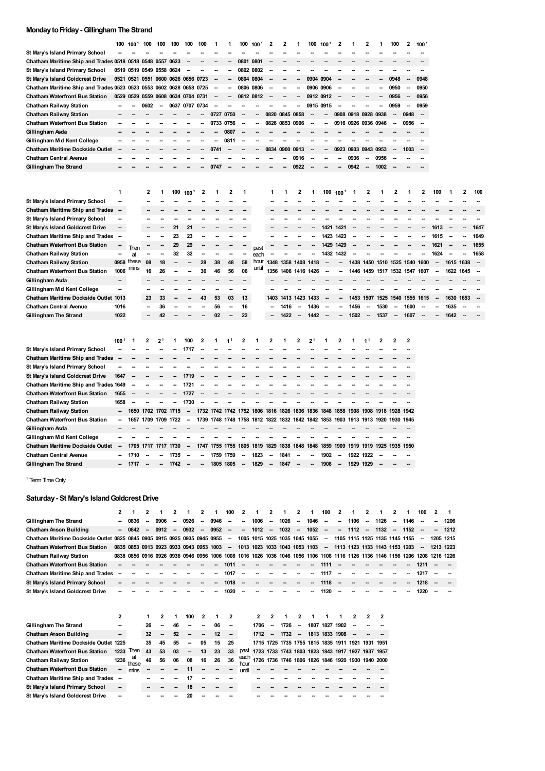## Monday to Friday - Gillingham The Strand

| | 100 | 100[1] | 100 | 100 | 100 | 100 | 100 | 1 | 1 | 100 | 100[1] | 2 | 2 | 1 | 100 | 100[1] | 2 | 1 | 2 | 1 | 100 | 2 | 100[1] |
|---|---|---|---|---|---|---|---|---|---|---|---|---|---|---|---|---|---|---|---|---|---|---|---|
| St Mary's Island Primary School | -- | -- | -- | -- | -- | -- | -- | -- | -- | -- | -- | -- | -- | -- | -- | -- | -- | -- | -- | -- | -- | -- | -- |
| Chatham Maritime Ship and Trades | 0518 | 0518 | 0548 | 0557 | 0623 | -- | -- | -- | -- | 0801 | 0801 | -- | -- | -- | -- | -- | -- | -- | -- | -- | -- | -- | -- |
| St Mary's Island Primary School | 0519 | 0519 | 0549 | 0558 | 0624 | -- | -- | -- | -- | 0802 | 0802 | -- | -- | -- | -- | -- | -- | -- | -- | -- | -- | -- | -- |
| St Mary's Island Goldcrest Drive | 0521 | 0521 | 0551 | 0600 | 0626 | 0656 | 0723 | -- | -- | 0804 | 0804 | -- | -- | -- | 0904 | 0904 | -- | -- | -- | -- | 0948 | -- | 0948 |
| Chatham Maritime Ship and Trades | 0523 | 0523 | 0553 | 0602 | 0628 | 0658 | 0725 | -- | -- | 0806 | 0806 | -- | -- | -- | 0906 | 0906 | -- | -- | -- | -- | 0950 | -- | 0950 |
| Chatham Waterfront Bus Station | 0529 | 0529 | 0559 | 0608 | 0634 | 0704 | 0731 | -- | -- | 0812 | 0812 | -- | -- | -- | 0912 | 0912 | -- | -- | -- | -- | 0956 | -- | 0956 |
| Chatham Railway Station | -- | -- | 0602 | -- | 0637 | 0707 | 0734 | -- | -- | -- | -- | -- | -- | -- | 0915 | 0915 | -- | -- | -- | -- | 0959 | -- | 0959 |
| Chatham Railway Station | -- | -- | -- | -- | -- | -- | -- | 0727 | 0750 | -- | -- | 0820 | 0845 | 0858 | -- | -- | 0908 | 0918 | 0928 | 0938 | -- | 0948 | -- |
| Chatham Waterfront Bus Station | -- | -- | -- | -- | -- | -- | -- | 0733 | 0756 | -- | -- | 0826 | 0853 | 0906 | -- | -- | 0916 | 0926 | 0936 | 0946 | -- | 0956 | -- |
| Gillingham Asda | -- | -- | -- | -- | -- | -- | -- | -- | 0807 | -- | -- | -- | -- | -- | -- | -- | -- | -- | -- | -- | -- | -- | -- |
| Gillingham Mid Kent College | -- | -- | -- | -- | -- | -- | -- | -- | 0811 | -- | -- | -- | -- | -- | -- | -- | -- | -- | -- | -- | -- | -- | -- |
| Chatham Maritime Dockside Outlet | -- | -- | -- | -- | -- | -- | -- | 0741 | -- | -- | -- | 0834 | 0900 | 0913 | -- | -- | 0923 | 0933 | 0943 | 0953 | -- | 1003 | -- |
| Chatham Central Avenue | -- | -- | -- | -- | -- | -- | -- | -- | -- | -- | -- | -- | -- | 0916 | -- | -- | -- | 0936 | -- | 0956 | -- | -- | -- |
| Gillingham The Strand | -- | -- | -- | -- | -- | -- | -- | 0747 | -- | -- | -- | -- | -- | 0922 | -- | -- | -- | 0942 | -- | 1002 | -- | -- | -- |

| | 1 | | 2 | 1 | 100 | 100[1] | 2 | 1 | 2 | 1 | | 1 | 1 | 2 | 1 | 100 | 100[1] | 1 | 2 | 1 | 2 | 1 | 2 | 100 | 1 | 2 | 100 |
|---|---|---|---|---|---|---|---|---|---|---|---|---|---|---|---|---|---|---|---|---|---|---|---|---|---|---|---|
| St Mary's Island Primary School | -- | Then at these mins | -- | -- | -- | -- | -- | -- | -- | -- | past each hour until | -- | -- | -- | -- | -- | -- | -- | -- | -- | -- | -- | -- | -- | -- | -- | -- |
| Chatham Maritime Ship and Trades | -- | | -- | -- | -- | -- | -- | -- | -- | -- | | -- | -- | -- | -- | -- | -- | -- | -- | -- | -- | -- | -- | -- | -- | -- | -- |
| St Mary's Island Primary School | -- | | -- | -- | -- | -- | -- | -- | -- | -- | | -- | -- | -- | -- | -- | -- | -- | -- | -- | -- | -- | -- | -- | -- | -- | -- |
| St Mary's Island Goldcrest Drive | -- | | -- | -- | 21 | 21 | -- | -- | -- | -- | | -- | -- | -- | -- | 1421 | 1421 | -- | -- | -- | -- | -- | -- | 1613 | -- | -- | 1647 |
| Chatham Maritime Ship and Trades | -- | | -- | -- | 23 | 23 | -- | -- | -- | -- | | -- | -- | -- | -- | 1423 | 1423 | -- | -- | -- | -- | -- | -- | 1615 | -- | -- | 1649 |
| Chatham Waterfront Bus Station | -- | | -- | -- | 29 | 29 | -- | -- | -- | -- | | -- | -- | -- | -- | 1429 | 1429 | -- | -- | -- | -- | -- | -- | 1621 | -- | -- | 1655 |
| Chatham Railway Station | -- | | -- | -- | 32 | 32 | -- | -- | -- | -- | | -- | -- | -- | -- | 1432 | 1432 | -- | -- | -- | -- | -- | -- | 1624 | -- | -- | 1658 |
| Chatham Railway Station | 0958 | | 08 | 18 | -- | -- | 28 | 38 | 48 | 58 | | 1348 | 1358 | 1408 | 1418 | -- | -- | 1438 | 1450 | 1510 | 1525 | 1540 | 1600 | -- | 1615 | 1638 | -- |
| Chatham Waterfront Bus Station | 1006 | | 16 | 26 | -- | -- | 36 | 46 | 56 | 06 | | 1356 | 1406 | 1416 | 1426 | -- | -- | 1446 | 1459 | 1517 | 1532 | 1547 | 1607 | -- | 1622 | 1645 | -- |
| Gillingham Asda | -- | | -- | -- | -- | -- | -- | -- | -- | -- | | -- | -- | -- | -- | -- | -- | -- | -- | -- | -- | -- | -- | -- | -- | -- | -- |
| Gillingham Mid Kent College | -- | | -- | -- | -- | -- | -- | -- | -- | -- | | -- | -- | -- | -- | -- | -- | -- | -- | -- | -- | -- | -- | -- | -- | -- | -- |
| Chatham Maritime Dockside Outlet | 1013 | | 23 | 33 | -- | -- | 43 | 53 | 03 | 13 | | 1403 | 1413 | 1423 | 1433 | -- | -- | 1453 | 1507 | 1525 | 1540 | 1555 | 1615 | -- | 1630 | 1653 | -- |
| Chatham Central Avenue | 1016 | | -- | 36 | -- | -- | -- | 56 | -- | 16 | | -- | 1416 | -- | 1436 | -- | -- | 1456 | -- | 1530 | -- | 1600 | -- | -- | 1635 | -- | -- |
| Gillingham The Strand | 1022 | | -- | 42 | -- | -- | -- | 02 | -- | 22 | | -- | 1422 | -- | 1442 | -- | -- | 1502 | -- | 1537 | -- | 1607 | -- | -- | 1642 | -- | -- |

| | 100[1] | 1 | 2 | 2[1] | 1 | 100 | 2 | 1 | 1[1] | 2 | 1 | 2 | 1 | 2 | 2[1] | 1 | 2 | 1 | 1[1] | 2 | 2 | 2 |
|---|---|---|---|---|---|---|---|---|---|---|---|---|---|---|---|---|---|---|---|---|---|---|
| St Mary's Island Primary School | -- | -- | -- | -- | -- | 1717 | -- | -- | -- | -- | -- | -- | -- | -- | -- | -- | -- | -- | -- | -- | -- | -- |
| Chatham Maritime Ship and Trades | -- | -- | -- | -- | -- | -- | -- | -- | -- | -- | -- | -- | -- | -- | -- | -- | -- | -- | -- | -- | -- | -- |
| St Mary's Island Primary School | -- | -- | -- | -- | -- | -- | -- | -- | -- | -- | -- | -- | -- | -- | -- | -- | -- | -- | -- | -- | -- | -- |
| St Mary's Island Goldcrest Drive | 1647 | -- | -- | -- | -- | 1719 | -- | -- | -- | -- | -- | -- | -- | -- | -- | -- | -- | -- | -- | -- | -- | -- |
| Chatham Maritime Ship and Trades | 1649 | -- | -- | -- | -- | 1721 | -- | -- | -- | -- | -- | -- | -- | -- | -- | -- | -- | -- | -- | -- | -- | -- |
| Chatham Waterfront Bus Station | 1655 | -- | -- | -- | -- | 1727 | -- | -- | -- | -- | -- | -- | -- | -- | -- | -- | -- | -- | -- | -- | -- | -- |
| Chatham Railway Station | 1658 | -- | -- | -- | -- | 1730 | -- | -- | -- | -- | -- | -- | -- | -- | -- | -- | -- | -- | -- | -- | -- | -- |
| Chatham Railway Station | -- | 1650 | 1702 | 1702 | 1715 | -- | 1732 | 1742 | 1742 | 1752 | 1806 | 1816 | 1826 | 1836 | 1836 | 1848 | 1858 | 1908 | 1908 | 1918 | 1928 | 1942 |
| Chatham Waterfront Bus Station | -- | 1657 | 1709 | 1709 | 1722 | -- | 1739 | 1748 | 1748 | 1758 | 1812 | 1822 | 1832 | 1842 | 1842 | 1853 | 1903 | 1913 | 1913 | 1920 | 1930 | 1945 |
| Gillingham Asda | -- | -- | -- | -- | -- | -- | -- | -- | -- | -- | -- | -- | -- | -- | -- | -- | -- | -- | -- | -- | -- | -- |
| Gillingham Mid Kent College | -- | -- | -- | -- | -- | -- | -- | -- | -- | -- | -- | -- | -- | -- | -- | -- | -- | -- | -- | -- | -- | -- |
| Chatham Maritime Dockside Outlet | -- | 1705 | 1717 | 1717 | 1730 | -- | 1747 | 1755 | 1755 | 1805 | 1819 | 1829 | 1838 | 1848 | 1848 | 1859 | 1909 | 1919 | 1919 | 1925 | 1935 | 1950 |
| Chatham Central Avenue | -- | 1710 | -- | -- | 1735 | -- | -- | 1759 | 1759 | -- | 1823 | -- | 1841 | -- | -- | 1902 | -- | 1922 | 1922 | -- | -- | -- |
| Gillingham The Strand | -- | 1717 | -- | -- | 1742 | -- | -- | 1805 | 1805 | -- | 1829 | -- | 1847 | -- | -- | 1908 | -- | 1929 | 1929 | -- | -- | -- |

[1] Term Time Only

## Saturday - St Mary's Island Goldcrest Drive

| | 2 | 1 | 2 | 1 | 2 | 1 | 2 | 1 | 100 | 2 | 1 | 2 | 1 | 2 | 1 | 100 | 2 | 1 | 2 | 1 | 2 | 1 | 100 | 2 | 1 |
|---|---|---|---|---|---|---|---|---|---|---|---|---|---|---|---|---|---|---|---|---|---|---|---|---|---|
| Gillingham The Strand | -- | 0836 | -- | 0906 | -- | 0926 | -- | 0946 | -- | -- | 1006 | -- | 1026 | -- | 1046 | -- | -- | 1106 | -- | 1126 | -- | 1146 | -- | -- | 1206 |
| Chatham Anson Building | -- | 0842 | -- | 0912 | -- | 0932 | -- | 0952 | -- | -- | 1012 | -- | 1032 | -- | 1052 | -- | -- | 1112 | -- | 1132 | -- | 1152 | -- | -- | 1212 |
| Chatham Maritime Dockside Outlet | 0825 | 0845 | 0905 | 0915 | 0925 | 0935 | 0945 | 0955 | -- | 1005 | 1015 | 1025 | 1035 | 1045 | 1055 | -- | 1105 | 1115 | 1125 | 1135 | 1145 | 1155 | -- | 1205 | 1215 |
| Chatham Waterfront Bus Station | 0835 | 0853 | 0913 | 0923 | 0933 | 0943 | 0953 | 1003 | -- | 1013 | 1023 | 1033 | 1043 | 1053 | 1103 | -- | 1113 | 1123 | 1133 | 1143 | 1153 | 1203 | -- | 1213 | 1223 |
| Chatham Railway Station | 0838 | 0856 | 0916 | 0926 | 0936 | 0946 | 0956 | 1006 | 1008 | 1016 | 1026 | 1036 | 1046 | 1056 | 1106 | 1108 | 1116 | 1126 | 1136 | 1146 | 1156 | 1206 | 1208 | 1216 | 1226 |
| Chatham Waterfront Bus Station | -- | -- | -- | -- | -- | -- | -- | -- | 1011 | -- | -- | -- | -- | -- | -- | 1111 | -- | -- | -- | -- | -- | -- | 1211 | -- | -- |
| Chatham Maritime Ship and Trades | -- | -- | -- | -- | -- | -- | -- | -- | 1017 | -- | -- | -- | -- | -- | -- | 1117 | -- | -- | -- | -- | -- | -- | 1217 | -- | -- |
| St Mary's Island Primary School | -- | -- | -- | -- | -- | -- | -- | -- | 1018 | -- | -- | -- | -- | -- | -- | 1118 | -- | -- | -- | -- | -- | -- | 1218 | -- | -- |
| St Mary's Island Goldcrest Drive | -- | -- | -- | -- | -- | -- | -- | -- | 1020 | -- | -- | -- | -- | -- | -- | 1120 | -- | -- | -- | -- | -- | -- | 1220 | -- | -- |

| | 2 | | 1 | 2 | 1 | 100 | 2 | 1 | 2 | | 2 | 2 | 1 | 2 | 1 | 1 | 1 | 2 | 2 | 2 |
|---|---|---|---|---|---|---|---|---|---|---|---|---|---|---|---|---|---|---|---|---|
| Gillingham The Strand | -- | Then at these mins | 26 | -- | 46 | -- | -- | 06 | -- | past each hour until | 1706 | -- | 1726 | -- | 1807 | 1827 | 1902 | -- | -- | -- |
| Chatham Anson Building | -- | | 32 | -- | 52 | -- | -- | 12 | -- | | 1712 | -- | 1732 | -- | 1813 | 1833 | 1908 | -- | -- | -- |
| Chatham Maritime Dockside Outlet | 1225 | | 35 | 45 | 55 | -- | 05 | 15 | 25 | | 1715 | 1725 | 1735 | 1755 | 1815 | 1835 | 1911 | 1921 | 1931 | 1951 |
| Chatham Waterfront Bus Station | 1233 | | 43 | 53 | 03 | -- | 13 | 23 | 33 | | 1723 | 1733 | 1743 | 1803 | 1823 | 1843 | 1917 | 1927 | 1937 | 1957 |
| Chatham Railway Station | 1236 | | 46 | 56 | 06 | 08 | 16 | 26 | 36 | | 1726 | 1736 | 1746 | 1806 | 1826 | 1846 | 1920 | 1930 | 1940 | 2000 |
| Chatham Waterfront Bus Station | -- | | -- | -- | -- | 11 | -- | -- | -- | | -- | -- | -- | -- | -- | -- | -- | -- | -- | -- |
| Chatham Maritime Ship and Trades | -- | | -- | -- | -- | 17 | -- | -- | -- | | -- | -- | -- | -- | -- | -- | -- | -- | -- | -- |
| St Mary's Island Primary School | -- | | -- | -- | -- | 18 | -- | -- | -- | | -- | -- | -- | -- | -- | -- | -- | -- | -- | -- |
| St Mary's Island Goldcrest Drive | -- | | -- | -- | -- | 20 | -- | -- | -- | | -- | -- | -- | -- | -- | -- | -- | -- | -- | -- |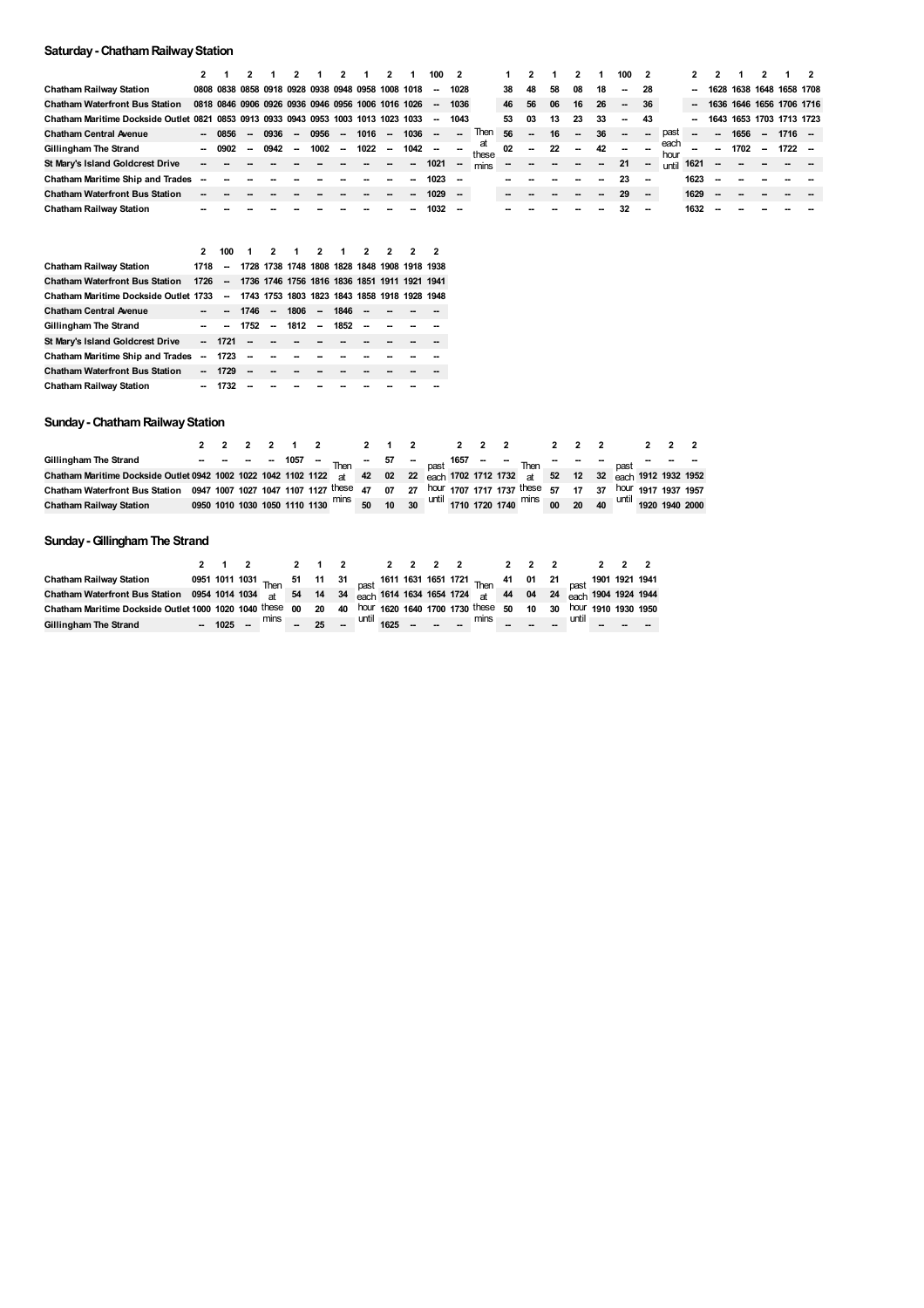## Saturday - Chatham Railway Station

| | 2 | 1 | 2 | 1 | 2 | 1 | 2 | 1 | 2 | 1 | 100 | 2 | | 1 | 2 | 1 | 2 | 1 | 100 | 2 | | 2 | 2 | 1 | 2 | 1 | 2 |
|---|---|---|---|---|---|---|---|---|---|---|---|---|---|---|---|---|---|---|---|---|---|---|---|---|---|---|---|
| Chatham Railway Station | 0808 | 0838 | 0858 | 0918 | 0928 | 0938 | 0948 | 0958 | 1008 | 1018 | -- | 1028 | | 38 | 48 | 58 | 08 | 18 | -- | 28 | | -- | 1628 | 1638 | 1648 | 1658 | 1708 |
| Chatham Waterfront Bus Station | 0818 | 0846 | 0906 | 0926 | 0936 | 0946 | 0956 | 1006 | 1016 | 1026 | -- | 1036 | | 46 | 56 | 06 | 16 | 26 | -- | 36 | | -- | 1636 | 1646 | 1656 | 1706 | 1716 |
| Chatham Maritime Dockside Outlet | 0821 | 0853 | 0913 | 0933 | 0943 | 0953 | 1003 | 1013 | 1023 | 1033 | -- | 1043 | | 53 | 03 | 13 | 23 | 33 | -- | 43 | | -- | 1643 | 1653 | 1703 | 1713 | 1723 |
| Chatham Central Avenue | -- | 0856 | -- | 0936 | -- | 0956 | -- | 1016 | -- | 1036 | -- | -- | Then | 56 | -- | 16 | -- | 36 | -- | -- | past | -- | -- | 1656 | -- | 1716 | -- |
| Gillingham The Strand | -- | 0902 | -- | 0942 | -- | 1002 | -- | 1022 | -- | 1042 | -- | -- | at these | 02 | -- | 22 | -- | 42 | -- | -- | each hour | -- | -- | 1702 | -- | 1722 | -- |
| St Mary's Island Goldcrest Drive | -- | -- | -- | -- | -- | -- | -- | -- | -- | -- | 1021 | -- | mins | -- | -- | -- | -- | -- | 21 | -- | until | 1621 | -- | -- | -- | -- | -- |
| Chatham Maritime Ship and Trades | -- | -- | -- | -- | -- | -- | -- | -- | -- | -- | 1023 | -- | | -- | -- | -- | -- | -- | 23 | -- | | 1623 | -- | -- | -- | -- | -- |
| Chatham Waterfront Bus Station | -- | -- | -- | -- | -- | -- | -- | -- | -- | -- | 1029 | -- | | -- | -- | -- | -- | -- | 29 | -- | | 1629 | -- | -- | -- | -- | -- |
| Chatham Railway Station | -- | -- | -- | -- | -- | -- | -- | -- | -- | -- | 1032 | -- | | -- | -- | -- | -- | -- | 32 | -- | | 1632 | -- | -- | -- | -- | -- |

| | 2 | 100 | 1 | 2 | 1 | 2 | 1 | 2 | 2 | 2 | 2 |
|---|---|---|---|---|---|---|---|---|---|---|---|
| Chatham Railway Station | 1718 | -- | 1728 | 1738 | 1748 | 1808 | 1828 | 1848 | 1908 | 1918 | 1938 |
| Chatham Waterfront Bus Station | 1726 | -- | 1736 | 1746 | 1756 | 1816 | 1836 | 1851 | 1911 | 1921 | 1941 |
| Chatham Maritime Dockside Outlet | 1733 | -- | 1743 | 1753 | 1803 | 1823 | 1843 | 1858 | 1918 | 1928 | 1948 |
| Chatham Central Avenue | -- | -- | 1746 | -- | 1806 | -- | 1846 | -- | -- | -- | -- |
| Gillingham The Strand | -- | -- | 1752 | -- | 1812 | -- | 1852 | -- | -- | -- | -- |
| St Mary's Island Goldcrest Drive | -- | 1721 | -- | -- | -- | -- | -- | -- | -- | -- | -- |
| Chatham Maritime Ship and Trades | -- | 1723 | -- | -- | -- | -- | -- | -- | -- | -- | -- |
| Chatham Waterfront Bus Station | -- | 1729 | -- | -- | -- | -- | -- | -- | -- | -- | -- |
| Chatham Railway Station | -- | 1732 | -- | -- | -- | -- | -- | -- | -- | -- | -- |

## Sunday - Chatham Railway Station

| | 2 | 2 | 2 | 2 | 1 | 2 | | 2 | 1 | 2 | | 2 | 2 | 2 | | 2 | 2 | 2 | | 2 | 2 | 2 |
|---|---|---|---|---|---|---|---|---|---|---|---|---|---|---|---|---|---|---|---|---|---|---|
| Gillingham The Strand | -- | -- | -- | -- | 1057 | -- | Then | -- | 57 | -- | past | 1657 | -- | -- | Then | -- | -- | -- | past | -- | -- | -- |
| Chatham Maritime Dockside Outlet | 0942 | 1002 | 1022 | 1042 | 1102 | 1122 | at | 42 | 02 | 22 | each | 1702 | 1712 | 1732 | at | 52 | 12 | 32 | each | 1912 | 1932 | 1952 |
| Chatham Waterfront Bus Station | 0947 | 1007 | 1027 | 1047 | 1107 | 1127 | these | 47 | 07 | 27 | hour | 1707 | 1717 | 1737 | these | 57 | 17 | 37 | hour | 1917 | 1937 | 1957 |
| Chatham Railway Station | 0950 | 1010 | 1030 | 1050 | 1110 | 1130 | mins | 50 | 10 | 30 | until | 1710 | 1720 | 1740 | mins | 00 | 20 | 40 | until | 1920 | 1940 | 2000 |

## Sunday - Gillingham The Strand

| | 2 | 1 | 2 | | 2 | 1 | 2 | | 2 | 2 | 2 | 2 | | 2 | 2 | 2 | | 2 | 2 | 2 |
|---|---|---|---|---|---|---|---|---|---|---|---|---|---|---|---|---|---|---|---|---|
| Chatham Railway Station | 0951 | 1011 | 1031 | Then | 51 | 11 | 31 | past | 1611 | 1631 | 1651 | 1721 | Then | 41 | 01 | 21 | past | 1901 | 1921 | 1941 |
| Chatham Waterfront Bus Station | 0954 | 1014 | 1034 | at | 54 | 14 | 34 | each | 1614 | 1634 | 1654 | 1724 | at | 44 | 04 | 24 | each | 1904 | 1924 | 1944 |
| Chatham Maritime Dockside Outlet | 1000 | 1020 | 1040 | these | 00 | 20 | 40 | hour | 1620 | 1640 | 1700 | 1730 | these | 50 | 10 | 30 | hour | 1910 | 1930 | 1950 |
| Gillingham The Strand | -- | 1025 | -- | mins | -- | 25 | -- | until | 1625 | -- | -- | -- | mins | -- | -- | -- | until | -- | -- | -- |